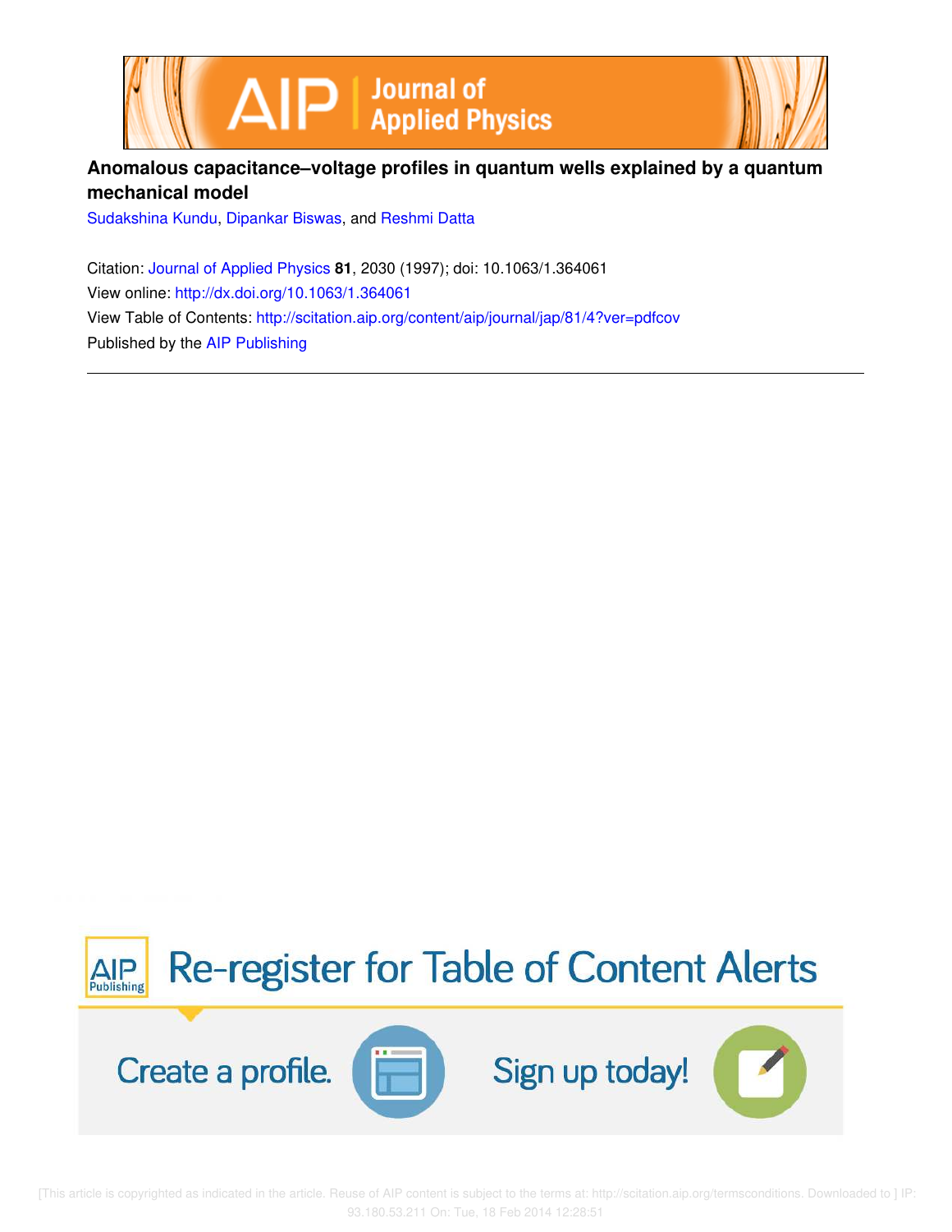# Anomalous capacitance–voltage profiles in quantum wells explained by a quantum mechanical model

Sudakshina Kundu, Dipankar Biswas, and Reshmi Datta

Citation: Journal of Applied Physics **81**, 2030 (1997); doi: 10.1063/1.364061

View online: http://dx.doi.org/10.1063/1.364061

View Table of Contents: http://scitation.aip.org/content/aip/journal/jap/81/4?ver=pdfcov

Published by the AIP Publishing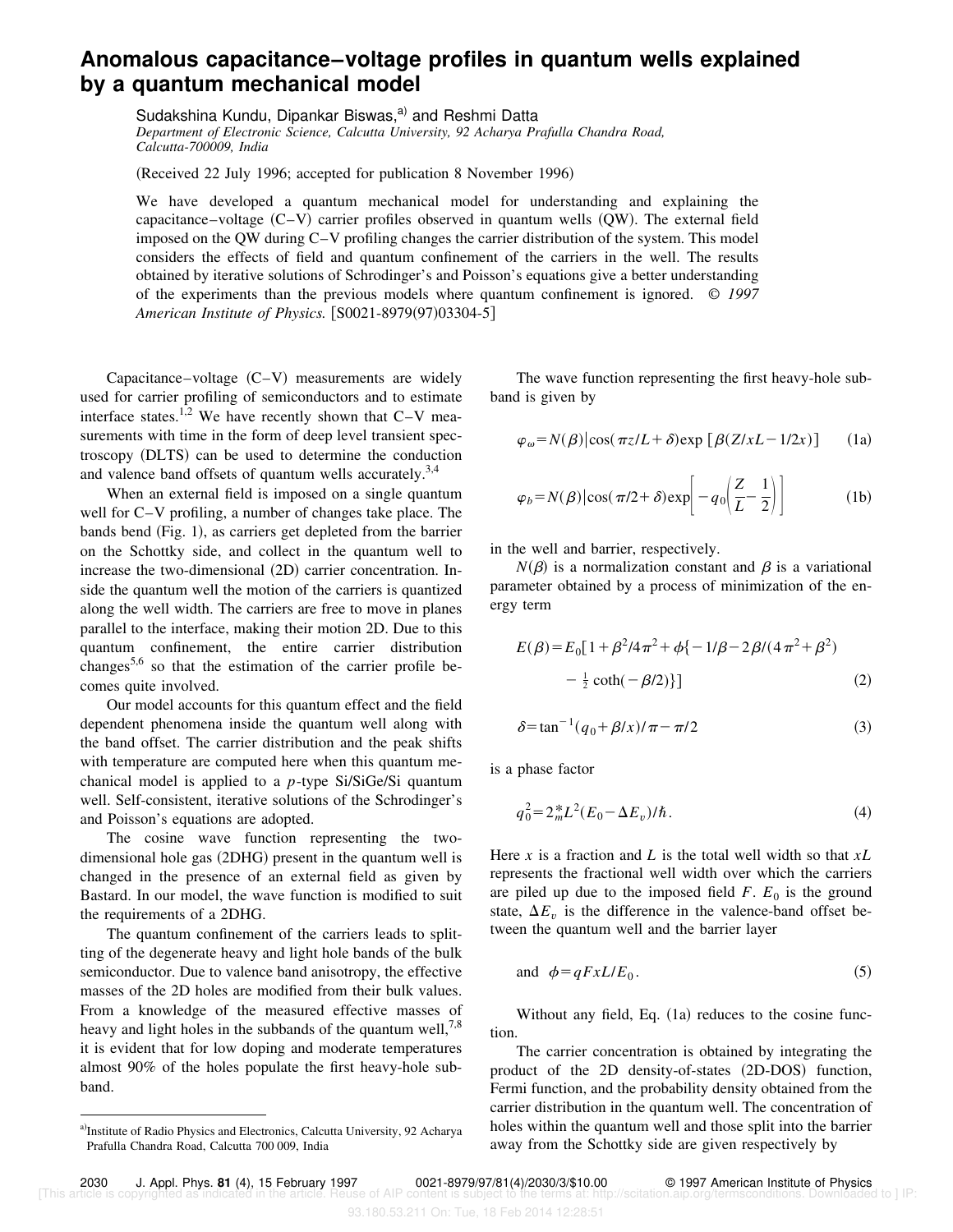# Anomalous capacitance–voltage profiles in quantum wells explained by a quantum mechanical model

Sudakshina Kundu, Dipankar Biswas,[a] and Reshmi Datta

*Department of Electronic Science, Calcutta University, 92 Acharya Prafulla Chandra Road, Calcutta-700009, India*

(Received 22 July 1996; accepted for publication 8 November 1996)

We have developed a quantum mechanical model for understanding and explaining the capacitance–voltage (C–V) carrier profiles observed in quantum wells (QW). The external field imposed on the QW during C–V profiling changes the carrier distribution of the system. This model considers the effects of field and quantum confinement of the carriers in the well. The results obtained by iterative solutions of Schrodinger's and Poisson's equations give a better understanding of the experiments than the previous models where quantum confinement is ignored. © *1997 American Institute of Physics.* [S0021-8979(97)03304-5]

Capacitance–voltage (C–V) measurements are widely used for carrier profiling of semiconductors and to estimate interface states.[1,2] We have recently shown that C–V measurements with time in the form of deep level transient spectroscopy (DLTS) can be used to determine the conduction and valence band offsets of quantum wells accurately.[3,4]

When an external field is imposed on a single quantum well for C–V profiling, a number of changes take place. The bands bend (Fig. 1), as carriers get depleted from the barrier on the Schottky side, and collect in the quantum well to increase the two-dimensional (2D) carrier concentration. Inside the quantum well the motion of the carriers is quantized along the well width. The carriers are free to move in planes parallel to the interface, making their motion 2D. Due to this quantum confinement, the entire carrier distribution changes[5,6] so that the estimation of the carrier profile becomes quite involved.

Our model accounts for this quantum effect and the field dependent phenomena inside the quantum well along with the band offset. The carrier distribution and the peak shifts with temperature are computed here when this quantum mechanical model is applied to a *p*-type Si/SiGe/Si quantum well. Self-consistent, iterative solutions of the Schrodinger's and Poisson's equations are adopted.

The cosine wave function representing the two-dimensional hole gas (2DHG) present in the quantum well is changed in the presence of an external field as given by Bastard. In our model, the wave function is modified to suit the requirements of a 2DHG.

The quantum confinement of the carriers leads to splitting of the degenerate heavy and light hole bands of the bulk semiconductor. Due to valence band anisotropy, the effective masses of the 2D holes are modified from their bulk values. From a knowledge of the measured effective masses of heavy and light holes in the subbands of the quantum well,[7,8] it is evident that for low doping and moderate temperatures almost 90% of the holes populate the first heavy-hole subband.

The wave function representing the first heavy-hole subband is given by

$$\varphi_\omega = N(\beta)|\cos(\pi z/L+\delta)\exp\left[\beta(Z/xL-1/2x)\right] \tag{1a}$$

$$\varphi_b = N(\beta)|\cos(\pi/2+\delta)\exp\left[-q_0\left(\frac{Z}{L}-\frac{1}{2}\right)\right] \tag{1b}$$

in the well and barrier, respectively.

$N(\beta)$ is a normalization constant and $\beta$ is a variational parameter obtained by a process of minimization of the energy term

$$E(\beta)=E_0[1+\beta^2/4\pi^2+\phi\{-1/\beta-2\beta/(4\pi^2+\beta^2) - \tfrac{1}{2}\coth(-\beta/2)\}] \tag{2}$$

$$\delta=\tan^{-1}(q_0+\beta/x)/\pi-\pi/2 \tag{3}$$

is a phase factor

$$q_0^2=2^*_m L^2(E_0-\Delta E_v)/\hbar. \tag{4}$$

Here $x$ is a fraction and $L$ is the total well width so that $xL$ represents the fractional well width over which the carriers are piled up due to the imposed field $F$. $E_0$ is the ground state, $\Delta E_v$ is the difference in the valence-band offset between the quantum well and the barrier layer

$$\text{and} \quad \phi=qFxL/E_0. \tag{5}$$

Without any field, Eq. (1a) reduces to the cosine function.

The carrier concentration is obtained by integrating the product of the 2D density-of-states (2D-DOS) function, Fermi function, and the probability density obtained from the carrier distribution in the quantum well. The concentration of holes within the quantum well and those split into the barrier away from the Schottky side are given respectively by

[a]Institute of Radio Physics and Electronics, Calcutta University, 92 Acharya Prafulla Chandra Road, Calcutta 700 009, India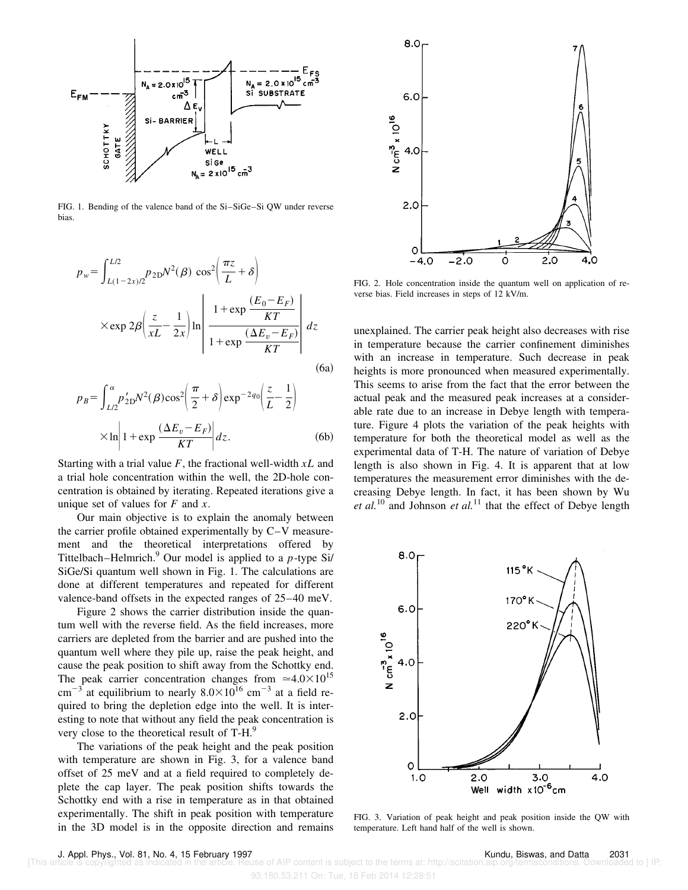FIG. 1. Bending of the valence band of the Si–SiGe–Si QW under reverse bias.

$$p_w = \int_{L(1-2x)/2}^{L/2} p_{2D} N^2(\beta) \cos^2\left(\frac{\pi z}{L} + \delta\right) \times \exp 2\beta\left(\frac{z}{xL} - \frac{1}{2x}\right) \ln \left| \frac{1 + \exp\dfrac{(E_0 - E_F)}{KT}}{1 + \exp\dfrac{(\Delta E_v - E_F)}{KT}} \right| dz \tag{6a}$$

$$p_B = \int_{L/2}^{\alpha} p'_{2D} N^2(\beta) \cos^2\left(\frac{\pi}{2} + \delta\right) \exp^{-2q_0}\left(\frac{z}{L} - \frac{1}{2}\right) \times \ln\left|1 + \exp\frac{(\Delta E_v - E_F)}{KT}\right| dz. \tag{6b}$$

Starting with a trial value $F$, the fractional well-width $xL$ and a trial hole concentration within the well, the 2D-hole concentration is obtained by iterating. Repeated iterations give a unique set of values for $F$ and $x$.

Our main objective is to explain the anomaly between the carrier profile obtained experimentally by C–V measurement and the theoretical interpretations offered by Tittelbach–Helmrich.[9] Our model is applied to a $p$-type Si/SiGe/Si quantum well shown in Fig. 1. The calculations are done at different temperatures and repeated for different valence-band offsets in the expected ranges of 25–40 meV.

Figure 2 shows the carrier distribution inside the quantum well with the reverse field. As the field increases, more carriers are depleted from the barrier and are pushed into the quantum well where they pile up, raise the peak height, and cause the peak position to shift away from the Schottky end. The peak carrier concentration changes from $\simeq 4.0\times10^{15}$ $\mathrm{cm}^{-3}$ at equilibrium to nearly $8.0\times10^{16}$ $\mathrm{cm}^{-3}$ at a field required to bring the depletion edge into the well. It is interesting to note that without any field the peak concentration is very close to the theoretical result of T-H.[9]

The variations of the peak height and the peak position with temperature are shown in Fig. 3, for a valence band offset of 25 meV and at a field required to completely deplete the cap layer. The peak position shifts towards the Schottky end with a rise in temperature as in that obtained experimentally. The shift in peak position with temperature in the 3D model is in the opposite direction and remains unexplained. The carrier peak height also decreases with rise in temperature because the carrier confinement diminishes with an increase in temperature. Such decrease in peak heights is more pronounced when measured experimentally. This seems to arise from the fact that the error between the actual peak and the measured peak increases at a considerable rate due to an increase in Debye length with temperature. Figure 4 plots the variation of the peak heights with temperature for both the theoretical model as well as the experimental data of T-H. The nature of variation of Debye length is also shown in Fig. 4. It is apparent that at low temperatures the measurement error diminishes with the decreasing Debye length. In fact, it has been shown by Wu *et al.*[10] and Johnson *et al.*[11] that the effect of Debye length

FIG. 2. Hole concentration inside the quantum well on application of reverse bias. Field increases in steps of 12 kV/m.

FIG. 3. Variation of peak height and peak position inside the QW with temperature. Left hand half of the well is shown.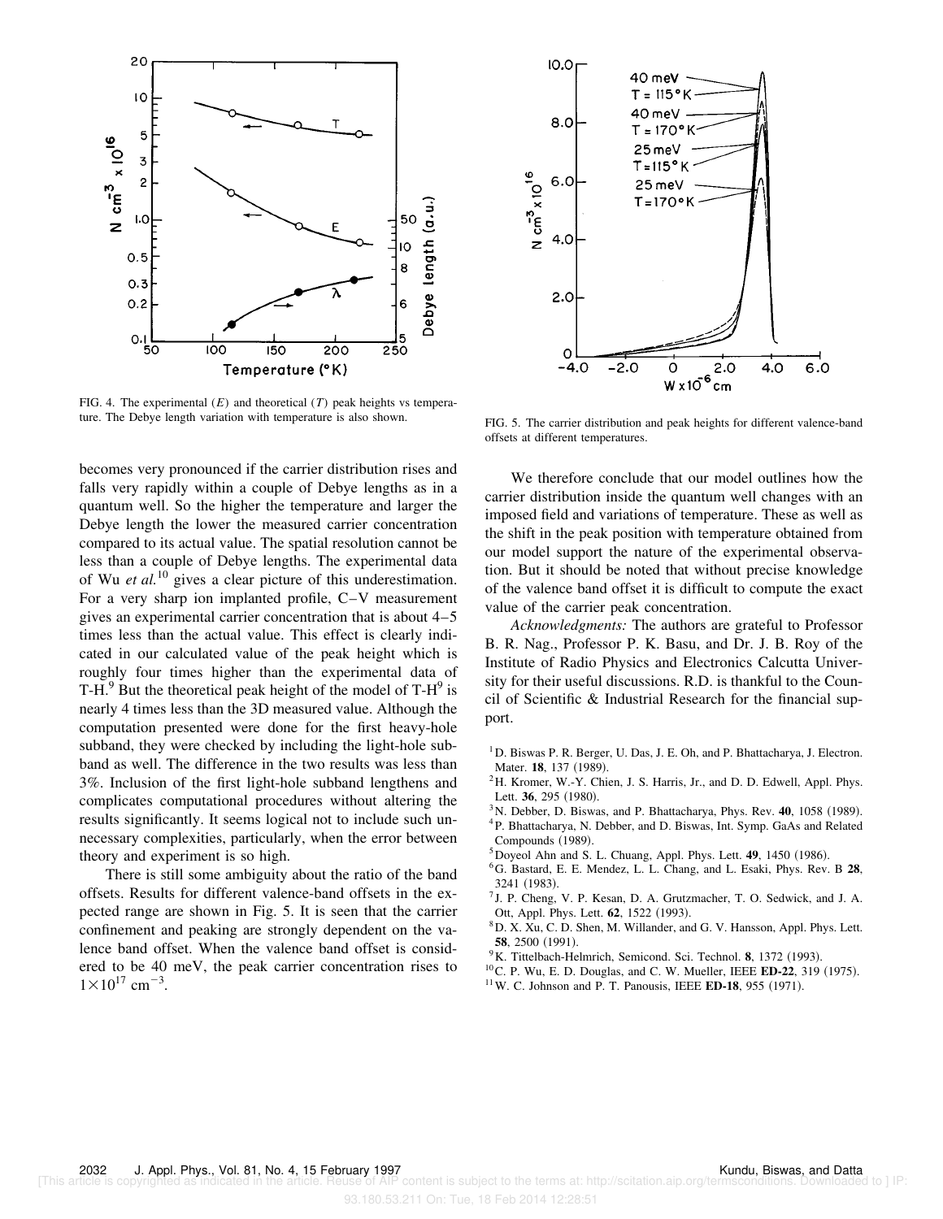20

10

5

3

2

1.0

0.5

0.3

0.2

0.1

50 100 150 200 250

Temperature (°K)

$N\ cm^{-3} \times 10^{16}$

Debye length (a.u.)

50

10

8

6

5

T

E

λ

FIG. 4. The experimental ($E$) and theoretical ($T$) peak heights vs temperature. The Debye length variation with temperature is also shown.

10.0

8.0

6.0

4.0

2.0

0

−4.0 −2.0 0 2.0 4.0 6.0

$W \times 10^{-6}$ cm

$N\ cm^{-3} \times 10^{16}$

40 meV T = 115°K

40 meV T = 170°K

25 meV T = 115°K

25 meV T = 170°K

FIG. 5. The carrier distribution and peak heights for different valence-band offsets at different temperatures.

becomes very pronounced if the carrier distribution rises and falls very rapidly within a couple of Debye lengths as in a quantum well. So the higher the temperature and larger the Debye length the lower the measured carrier concentration compared to its actual value. The spatial resolution cannot be less than a couple of Debye lengths. The experimental data of Wu *et al.*[10] gives a clear picture of this underestimation. For a very sharp ion implanted profile, C–V measurement gives an experimental carrier concentration that is about 4–5 times less than the actual value. This effect is clearly indicated in our calculated value of the peak height which is roughly four times higher than the experimental data of T-H.[9] But the theoretical peak height of the model of T-H[9] is nearly 4 times less than the 3D measured value. Although the computation presented were done for the first heavy-hole subband, they were checked by including the light-hole subband as well. The difference in the two results was less than 3%. Inclusion of the first light-hole subband lengthens and complicates computational procedures without altering the results significantly. It seems logical not to include such unnecessary complexities, particularly, when the error between theory and experiment is so high.

There is still some ambiguity about the ratio of the band offsets. Results for different valence-band offsets in the expected range are shown in Fig. 5. It is seen that the carrier confinement and peaking are strongly dependent on the valence band offset. When the valence band offset is considered to be 40 meV, the peak carrier concentration rises to $1 \times 10^{17}$ cm$^{-3}$.

We therefore conclude that our model outlines how the carrier distribution inside the quantum well changes with an imposed field and variations of temperature. These as well as the shift in the peak position with temperature obtained from our model support the nature of the experimental observation. But it should be noted that without precise knowledge of the valence band offset it is difficult to compute the exact value of the carrier peak concentration.

*Acknowledgments:* The authors are grateful to Professor B. R. Nag., Professor P. K. Basu, and Dr. J. B. Roy of the Institute of Radio Physics and Electronics Calcutta University for their useful discussions. R.D. is thankful to the Council of Scientific & Industrial Research for the financial support.

[1] D. Biswas P. R. Berger, U. Das, J. E. Oh, and P. Bhattacharya, J. Electron. Mater. **18**, 137 (1989).

[2] H. Kromer, W.-Y. Chien, J. S. Harris, Jr., and D. D. Edwell, Appl. Phys. Lett. **36**, 295 (1980).

[3] N. Debber, D. Biswas, and P. Bhattacharya, Phys. Rev. **40**, 1058 (1989).

[4] P. Bhattacharya, N. Debber, and D. Biswas, Int. Symp. GaAs and Related Compounds (1989).

[5] Doyeol Ahn and S. L. Chuang, Appl. Phys. Lett. **49**, 1450 (1986).

[6] G. Bastard, E. E. Mendez, L. L. Chang, and L. Esaki, Phys. Rev. B **28**, 3241 (1983).

[7] J. P. Cheng, V. P. Kesan, D. A. Grutzmacher, T. O. Sedwick, and J. A. Ott, Appl. Phys. Lett. **62**, 1522 (1993).

[8] D. X. Xu, C. D. Shen, M. Willander, and G. V. Hansson, Appl. Phys. Lett. **58**, 2500 (1991).

[9] K. Tittelbach-Helmrich, Semicond. Sci. Technol. **8**, 1372 (1993).

[10] C. P. Wu, E. D. Douglas, and C. W. Mueller, IEEE **ED-22**, 319 (1975).

[11] W. C. Johnson and P. T. Panousis, IEEE **ED-18**, 955 (1971).